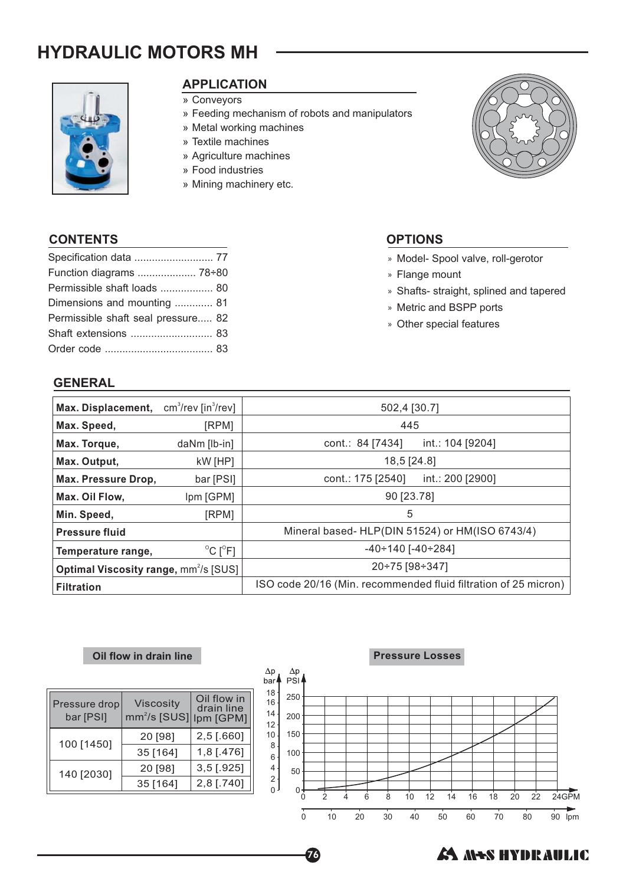# HYDRAULIC MOTORS MH

## APPLICATION

- » Conveyors
- » Feeding mechanism of robots and manipulators
- » Metal working machines
- » Textile machines
- » Agriculture machines
- » Food industries
- » Mining machinery etc.

## CONTENTS

- Specification data ........................... 77
- Function diagrams .................... 78÷80
- Permissible shaft loads .................. 80
- Dimensions and mounting ............. 81
- Permissible shaft seal pressure..... 82
- Shaft extensions ............................ 83
- Order code ..................................... 83

## OPTIONS

- » Model- Spool valve, roll-gerotor
- » Flange mount
- » Shafts- straight, splined and tapered
- » Metric and BSPP ports
- » Other special features

## GENERAL

| | |
|---|---|
| **Max. Displacement,** $cm^3/rev$ [$in^3/rev$] | 502,4 [30.7] |
| **Max. Speed,** [RPM] | 445 |
| **Max. Torque,** daNm [lb-in] | cont.: 84 [7434] int.: 104 [9204] |
| **Max. Output,** kW [HP] | 18,5 [24.8] |
| **Max. Pressure Drop,** bar [PSI] | cont.: 175 [2540] int.: 200 [2900] |
| **Max. Oil Flow,** lpm [GPM] | 90 [23.78] |
| **Min. Speed,** [RPM] | 5 |
| **Pressure fluid** | Mineral based- HLP(DIN 51524) or HM(ISO 6743/4) |
| **Temperature range,** °C [°F] | -40÷140 [-40÷284] |
| **Optimal Viscosity range,** $mm^2/s$ [SUS] | 20÷75 [98÷347] |
| **Filtration** | ISO code 20/16 (Min. recommended fluid filtration of 25 micron) |

### Oil flow in drain line

| Pressure drop bar [PSI] | Viscosity $mm^2/s$ [SUS] | Oil flow in drain line lpm [GPM] |
|---|---|---|
| 100 [1450] | 20 [98] | 2,5 [.660] |
| | 35 [164] | 1,8 [.476] |
| 140 [2030] | 20 [98] | 3,5 [.925] |
| | 35 [164] | 2,8 [.740] |

### Pressure Losses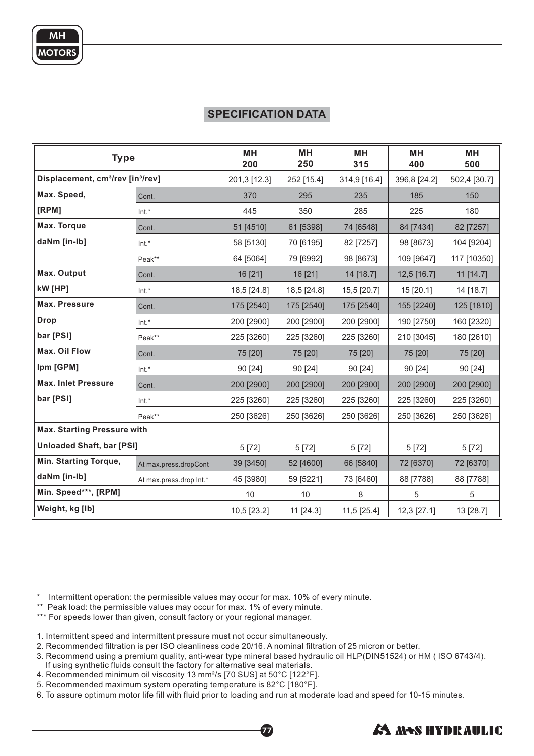## SPECIFICATION DATA

| Type | | MH 200 | MH 250 | MH 315 | MH 400 | MH 500 |
|---|---|---|---|---|---|---|
| Displacement, cm³/rev [in³/rev] | | 201,3 [12.3] | 252 [15.4] | 314,9 [16.4] | 396,8 [24.2] | 502,4 [30.7] |
| Max. Speed, [RPM] | Cont. | 370 | 295 | 235 | 185 | 150 |
| | Int.* | 445 | 350 | 285 | 225 | 180 |
| Max. Torque daNm [in-lb] | Cont. | 51 [4510] | 61 [5398] | 74 [6548] | 84 [7434] | 82 [7257] |
| | Int.* | 58 [5130] | 70 [6195] | 82 [7257] | 98 [8673] | 104 [9204] |
| | Peak** | 64 [5064] | 79 [6992] | 98 [8673] | 109 [9647] | 117 [10350] |
| Max. Output kW [HP] | Cont. | 16 [21] | 16 [21] | 14 [18.7] | 12,5 [16.7] | 11 [14.7] |
| | Int.* | 18,5 [24.8] | 18,5 [24.8] | 15,5 [20.7] | 15 [20.1] | 14 [18.7] |
| Max. Pressure Drop bar [PSI] | Cont. | 175 [2540] | 175 [2540] | 175 [2540] | 155 [2240] | 125 [1810] |
| | Int.* | 200 [2900] | 200 [2900] | 200 [2900] | 190 [2750] | 160 [2320] |
| | Peak** | 225 [3260] | 225 [3260] | 225 [3260] | 210 [3045] | 180 [2610] |
| Max. Oil Flow lpm [GPM] | Cont. | 75 [20] | 75 [20] | 75 [20] | 75 [20] | 75 [20] |
| | Int.* | 90 [24] | 90 [24] | 90 [24] | 90 [24] | 90 [24] |
| Max. Inlet Pressure bar [PSI] | Cont. | 200 [2900] | 200 [2900] | 200 [2900] | 200 [2900] | 200 [2900] |
| | Int.* | 225 [3260] | 225 [3260] | 225 [3260] | 225 [3260] | 225 [3260] |
| | Peak** | 250 [3626] | 250 [3626] | 250 [3626] | 250 [3626] | 250 [3626] |
| Max. Starting Pressure with Unloaded Shaft, bar [PSI] | | 5 [72] | 5 [72] | 5 [72] | 5 [72] | 5 [72] |
| Min. Starting Torque, daNm [in-lb] | At max.press.dropCont | 39 [3450] | 52 [4600] | 66 [5840] | 72 [6370] | 72 [6370] |
| | At max.press.drop Int.* | 45 [3980] | 59 [5221] | 73 [6460] | 88 [7788] | 88 [7788] |
| Min. Speed***, [RPM] | | 10 | 10 | 8 | 5 | 5 |
| Weight, kg [lb] | | 10,5 [23.2] | 11 [24.3] | 11,5 [25.4] | 12,3 [27.1] | 13 [28.7] |

\* Intermittent operation: the permissible values may occur for max. 10% of every minute.
** Peak load: the permissible values may occur for max. 1% of every minute.
*** For speeds lower than given, consult factory or your regional manager.

1. Intermittent speed and intermittent pressure must not occur simultaneously.
2. Recommended filtration is per ISO cleanliness code 20/16. A nominal filtration of 25 micron or better.
3. Recommend using a premium quality, anti-wear type mineral based hydraulic oil HLP(DIN51524) or HM ( ISO 6743/4). If using synthetic fluids consult the factory for alternative seal materials.
4. Recommended minimum oil viscosity 13 mm²/s [70 SUS] at 50°C [122°F].
5. Recommended maximum system operating temperature is 82°C [180°F].
6. To assure optimum motor life fill with fluid prior to loading and run at moderate load and speed for 10-15 minutes.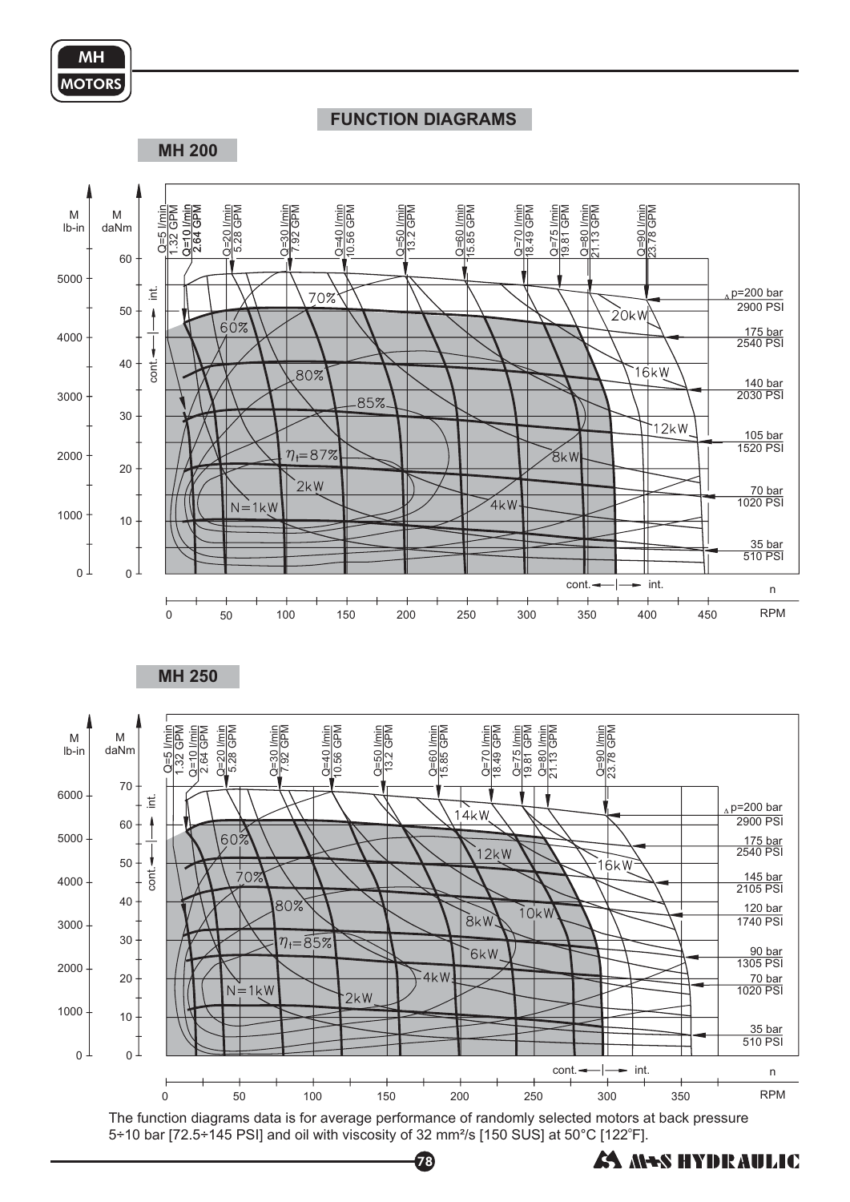## FUNCTION DIAGRAMS

### MH 200

M lb-in | M daNm

Q=5 l/min 1.32 GPM | Q=10 l/min 2.64 GPM | Q=20 l/min 5.28 GPM | Q=30 l/min 7.92 GPM | Q=40 l/min 10.56 GPM | Q=50 l/min 13.2 GPM | Q=60 l/min 15.85 GPM | Q=70 l/min 18.49 GPM | Q=75 l/min 19.81 GPM | Q=80 l/min 21.13 GPM | Q=90 l/min 23.78 GPM

Δp=200 bar 2900 PSI | 175 bar 2540 PSI | 140 bar 2030 PSI | 105 bar 1520 PSI | 70 bar 1020 PSI | 35 bar 510 PSI

70% | 60% | 80% | 85% | $\eta_t$=87% | N=1kW | 2kW | 4kW | 8kW | 12kW | 16kW | 20kW

int. | cont.

n RPM: 0, 50, 100, 150, 200, 250, 300, 350, 400, 450

### MH 250

M lb-in | M daNm

Q=5 l/min 1.32 GPM | Q=10 l/min 2.64 GPM | Q=20 l/min 5.28 GPM | Q=30 l/min 7.92 GPM | Q=40 l/min 10.56 GPM | Q=50 l/min 13.2 GPM | Q=60 l/min 15.85 GPM | Q=70 l/min 18.49 GPM | Q=75 l/min 19.81 GPM | Q=80 l/min 21.13 GPM | Q=90 l/min 23.78 GPM

Δp=200 bar 2900 PSI | 175 bar 2540 PSI | 145 bar 2105 PSI | 120 bar 1740 PSI | 90 bar 1305 PSI | 70 bar 1020 PSI | 35 bar 510 PSI

60% | 70% | 80% | $\eta_t$=85% | N=1kW | 2kW | 4kW | 6kW | 8kW | 10kW | 12kW | 14kW | 16kW

int. | cont.

n RPM: 0, 50, 100, 150, 200, 250, 300, 350

The function diagrams data is for average performance of randomly selected motors at back pressure 5÷10 bar [72.5÷145 PSI] and oil with viscosity of 32 mm²/s [150 SUS] at 50°C [122°F].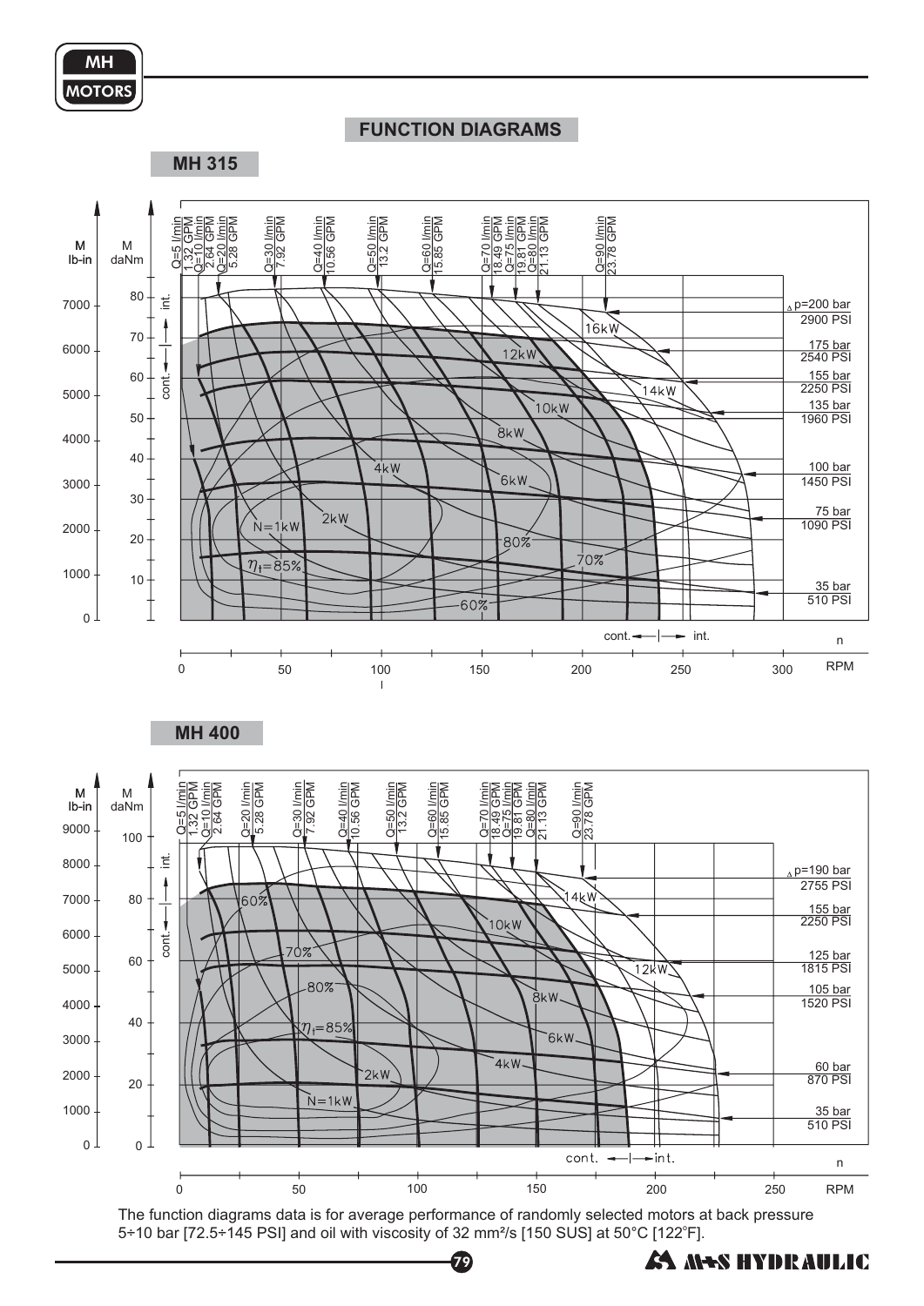# FUNCTION DIAGRAMS

## MH 315

M lb-in / M daNm

Q=5 l/min 1.32 GPM | Q=10 l/min 2.64 GPM | Q=20 l/min 5.28 GPM | Q=30 l/min 7.92 GPM | Q=40 l/min 10.56 GPM | Q=50 l/min 13.2 GPM | Q=60 l/min 15.85 GPM | Q=70 l/min 18.49 GPM | Q=75 l/min 19.81 GPM | Q=80 l/min 21.13 GPM | Q=90 l/min 23.78 GPM

Δp=200 bar 2900 PSI; 175 bar 2540 PSI; 155 bar 2250 PSI; 135 bar 1960 PSI; 100 bar 1450 PSI; 75 bar 1090 PSI; 35 bar 510 PSI

16kW, 14kW, 12kW, 10kW, 8kW, 6kW, 4kW, 2kW, N=1kW, $\eta_t$=85%, 80%, 70%, 60%

int. / cont.

n RPM: 0, 50, 100, 150, 200, 250, 300

## MH 400

M lb-in / M daNm

Q=5 l/min 1.32 GPM | Q=10 l/min 2.64 GPM | Q=20 l/min 5.28 GPM | Q=30 l/min 7.92 GPM | Q=40 l/min 10.56 GPM | Q=50 l/min 13.2 GPM | Q=60 l/min 15.85 GPM | Q=70 l/min 18.49 GPM | Q=75 l/min 19.81 GPM | Q=80 l/min 21.13 GPM | Q=90 l/min 23.78 GPM

Δp=190 bar 2755 PSI; 155 bar 2250 PSI; 125 bar 1815 PSI; 105 bar 1520 PSI; 60 bar 870 PSI; 35 bar 510 PSI

14kW, 12kW, 10kW, 8kW, 6kW, 4kW, 2kW, N=1kW, 60%, 70%, 80%, $\eta_t$=85%

int. / cont.

n RPM: 0, 50, 100, 150, 200, 250

The function diagrams data is for average performance of randomly selected motors at back pressure 5÷10 bar [72.5÷145 PSI] and oil with viscosity of 32 mm²/s [150 SUS] at 50°C [122°F].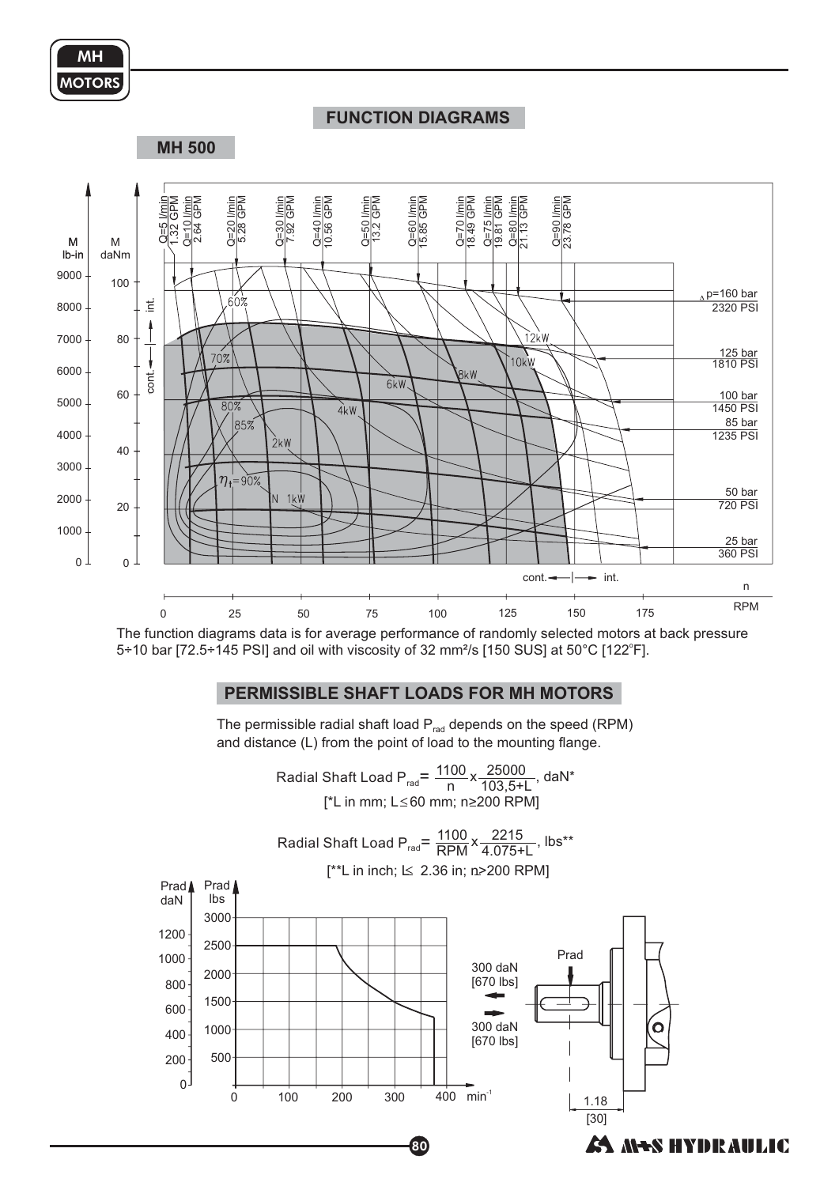## FUNCTION DIAGRAMS

### MH 500

The function diagrams data is for average performance of randomly selected motors at back pressure 5÷10 bar [72.5÷145 PSI] and oil with viscosity of 32 mm²/s [150 SUS] at 50°C [122°F].

## PERMISSIBLE SHAFT LOADS FOR MH MOTORS

The permissible radial shaft load $P_{rad}$ depends on the speed (RPM) and distance (L) from the point of load to the mounting flange.

$$\text{Radial Shaft Load } P_{rad} = \frac{1100}{n} \times \frac{25000}{103{,}5+L}, \text{ daN*}$$

[*L in mm; L≤60 mm; n≥200 RPM]

$$\text{Radial Shaft Load } P_{rad} = \frac{1100}{RPM} \times \frac{2215}{4.075+L}, \text{ lbs**}$$

[**L in inch; L≤ 2.36 in; n>200 RPM]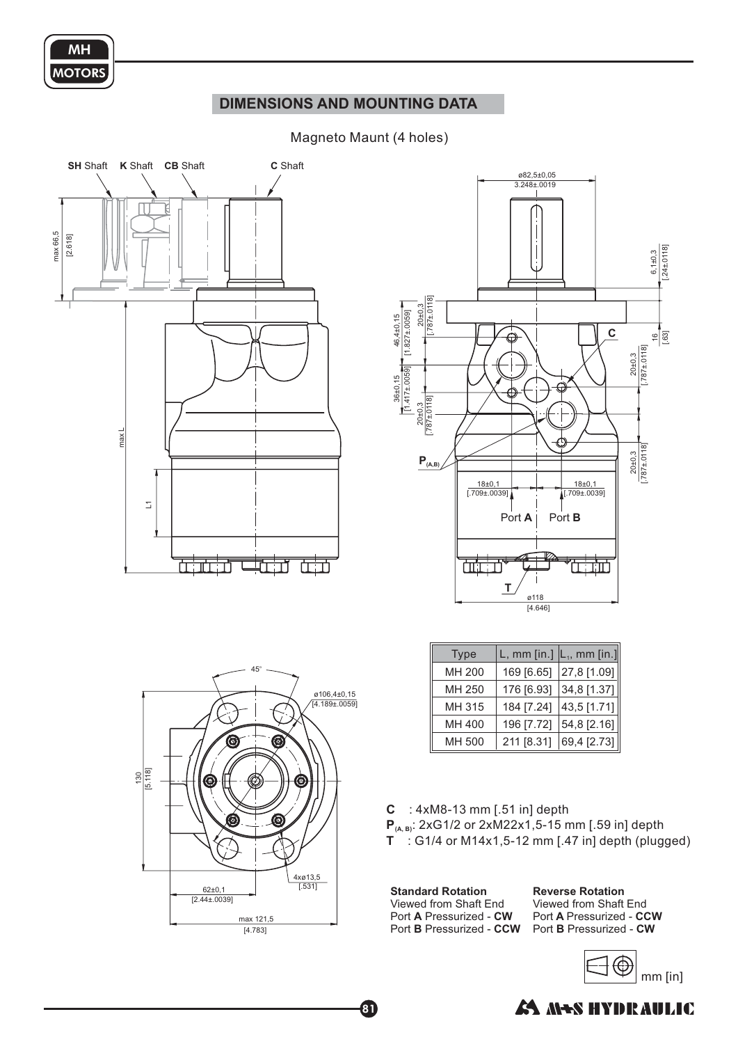## DIMENSIONS AND MOUNTING DATA

Magneto Maunt (4 holes)

| Type | L, mm [in.] | $L_1$, mm [in.] |
|---|---|---|
| MH 200 | 169 [6.65] | 27,8 [1.09] |
| MH 250 | 176 [6.93] | 34,8 [1.37] |
| MH 315 | 184 [7.24] | 43,5 [1.71] |
| MH 400 | 196 [7.72] | 54,8 [2.16] |
| MH 500 | 211 [8.31] | 69,4 [2.73] |

**C** : 4xM8-13 mm [.51 in] depth
$\mathbf{P}_{(A, B)}$: 2xG1/2 or 2xM22x1,5-15 mm [.59 in] depth
**T** : G1/4 or M14x1,5-12 mm [.47 in] depth (plugged)

**Standard Rotation**
Viewed from Shaft End
Port **A** Pressurized - **CW**
Port **B** Pressurized - **CCW**

**Reverse Rotation**
Viewed from Shaft End
Port **A** Pressurized - **CCW**
Port **B** Pressurized - **CW**

mm [in]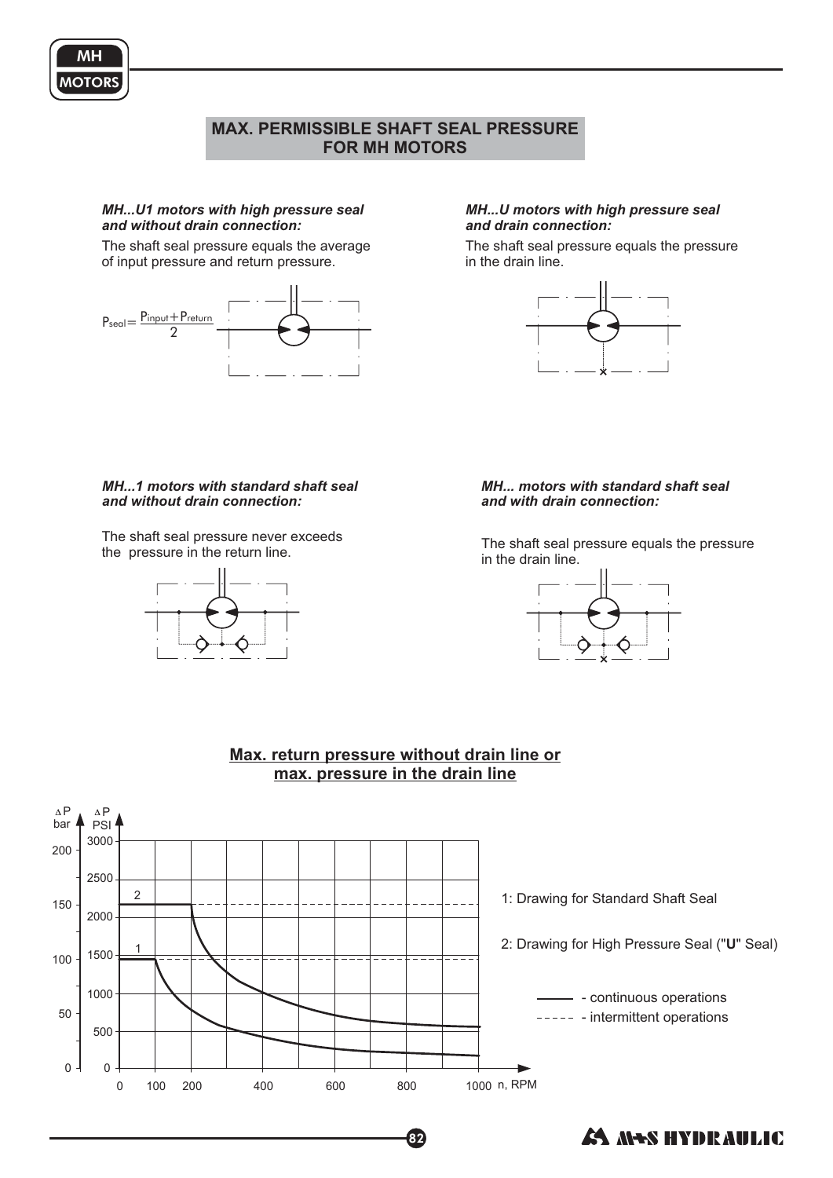## MAX. PERMISSIBLE SHAFT SEAL PRESSURE FOR MH MOTORS

***MH...U1 motors with high pressure seal and without drain connection:***

The shaft seal pressure equals the average of input pressure and return pressure.

$$P_{seal} = \frac{P_{input} + P_{return}}{2}$$

***MH...U motors with high pressure seal and drain connection:***

The shaft seal pressure equals the pressure in the drain line.

***MH...1 motors with standard shaft seal and without drain connection:***

The shaft seal pressure never exceeds the pressure in the return line.

***MH... motors with standard shaft seal and with drain connection:***

The shaft seal pressure equals the pressure in the drain line.

**Max. return pressure without drain line or max. pressure in the drain line**

1: Drawing for Standard Shaft Seal

2: Drawing for High Pressure Seal ("**U**" Seal)

——— - continuous operations

- - - - - intermittent operations

Axes: $\Delta P$ bar (0, 50, 100, 150, 200); $\Delta P$ PSI (0, 500, 1000, 1500, 2000, 2500, 3000); n, RPM (0, 100, 200, 400, 600, 800, 1000)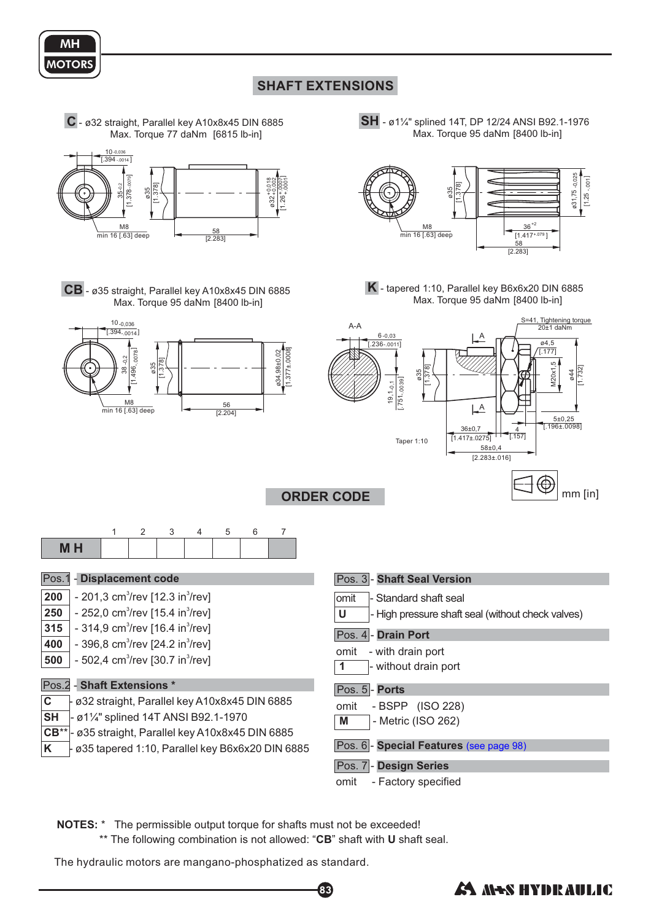## SHAFT EXTENSIONS

**C** - ø32 straight, Parallel key A10x8x45 DIN 6885
Max. Torque 77 daNm [6815 lb-in]

**SH** - ø1¼" splined 14T, DP 12/24 ANSI B92.1-1976
Max. Torque 95 daNm [8400 lb-in]

**CB** - ø35 straight, Parallel key A10x8x45 DIN 6885
Max. Torque 95 daNm [8400 lb-in]

**K** - tapered 1:10, Parallel key B6x6x20 DIN 6885
Max. Torque 95 daNm [8400 lb-in]

mm [in]

## ORDER CODE

| | 1 | 2 | 3 | 4 | 5 | 6 | 7 |
|---|---|---|---|---|---|---|---|
| **M H** | | | | | | | |

**Pos.1 - Displacement code**

| | |
|---|---|
| **200** | - 201,3 $cm^3$/rev [12.3 $in^3$/rev] |
| **250** | - 252,0 $cm^3$/rev [15.4 $in^3$/rev] |
| **315** | - 314,9 $cm^3$/rev [16.4 $in^3$/rev] |
| **400** | - 396,8 $cm^3$/rev [24.2 $in^3$/rev] |
| **500** | - 502,4 $cm^3$/rev [30.7 $in^3$/rev] |

**Pos.2 - Shaft Extensions ***

| | |
|---|---|
| **C** | - ø32 straight, Parallel key A10x8x45 DIN 6885 |
| **SH** | - ø1¼" splined 14T ANSI B92.1-1970 |
| **CB**** | - ø35 straight, Parallel key A10x8x45 DIN 6885 |
| **K** | - ø35 tapered 1:10, Parallel key B6x6x20 DIN 6885 |

**Pos. 3 - Shaft Seal Version**

| | |
|---|---|
| omit | - Standard shaft seal |
| **U** | - High pressure shaft seal (without check valves) |

**Pos. 4 - Drain Port**

| | |
|---|---|
| omit | - with drain port |
| **1** | - without drain port |

**Pos. 5 - Ports**

| | |
|---|---|
| omit | - BSPP (ISO 228) |
| **M** | - Metric (ISO 262) |

**Pos. 6 - Special Features** (see page 98)

**Pos. 7 - Design Series**

omit - Factory specified

**NOTES:** * The permissible output torque for shafts must not be exceeded!
** The following combination is not allowed: "**CB**" shaft with **U** shaft seal.

The hydraulic motors are mangano-phosphatized as standard.